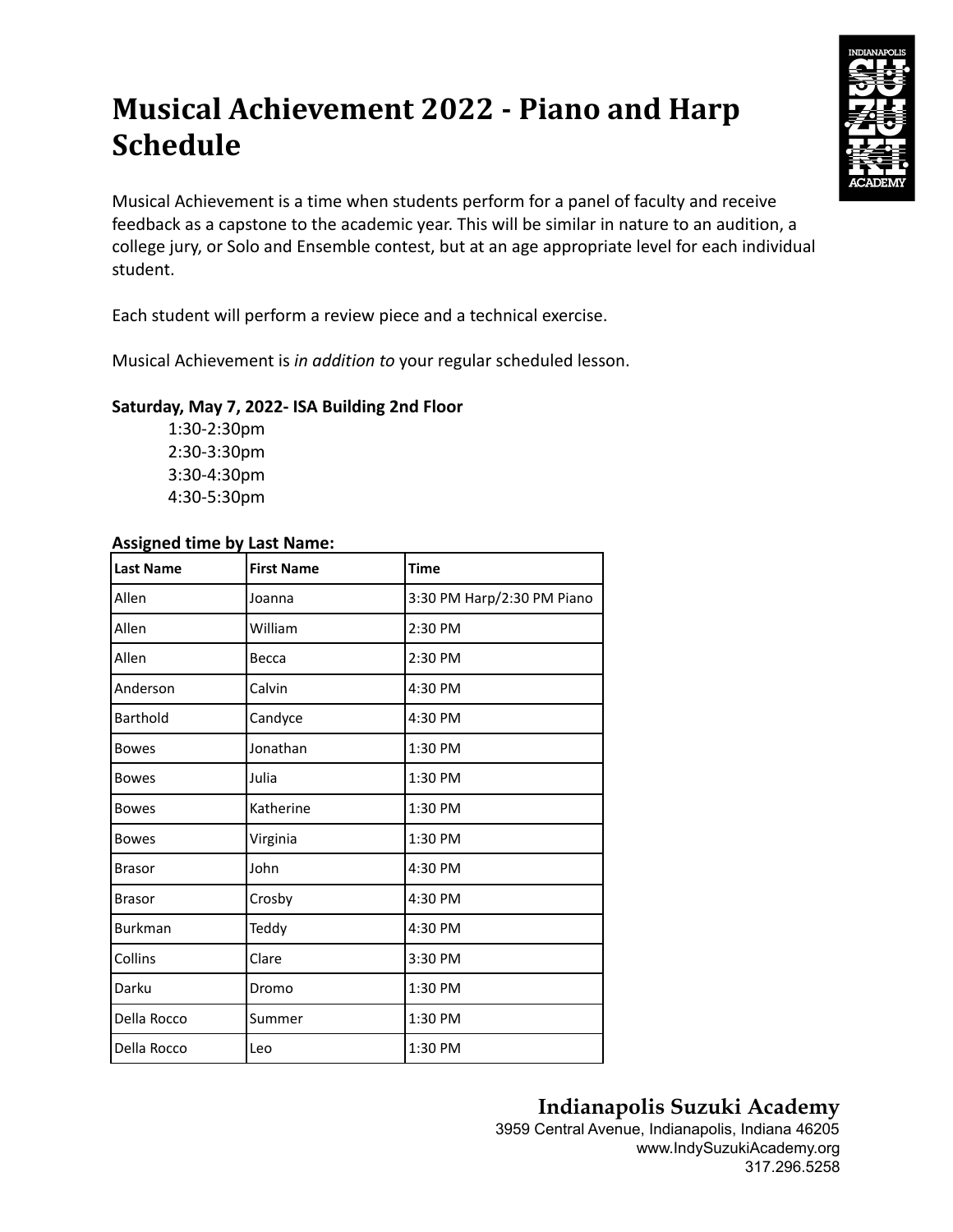# Musical Achievement 2022 - Piano and Harp Schedule

Musical Achievement is a time when students perform for a panel of faculty and receive feedback as a capstone to the academic year. This will be similar in nature to an audition, a college jury, or Solo and Ensemble contest, but at an age appropriate level for each individual student.

Each student will perform a review piece and a technical exercise.

Musical Achievement is *in addition to* your regular scheduled lesson.

**Saturday, May 7, 2022- ISA Building 2nd Floor**

1:30-2:30pm
2:30-3:30pm
3:30-4:30pm
4:30-5:30pm

**Assigned time by Last Name:**

| Last Name | First Name | Time |
|---|---|---|
| Allen | Joanna | 3:30 PM Harp/2:30 PM Piano |
| Allen | William | 2:30 PM |
| Allen | Becca | 2:30 PM |
| Anderson | Calvin | 4:30 PM |
| Barthold | Candyce | 4:30 PM |
| Bowes | Jonathan | 1:30 PM |
| Bowes | Julia | 1:30 PM |
| Bowes | Katherine | 1:30 PM |
| Bowes | Virginia | 1:30 PM |
| Brasor | John | 4:30 PM |
| Brasor | Crosby | 4:30 PM |
| Burkman | Teddy | 4:30 PM |
| Collins | Clare | 3:30 PM |
| Darku | Dromo | 1:30 PM |
| Della Rocco | Summer | 1:30 PM |
| Della Rocco | Leo | 1:30 PM |

**Indianapolis Suzuki Academy**
3959 Central Avenue, Indianapolis, Indiana 46205
www.IndySuzukiAcademy.org
317.296.5258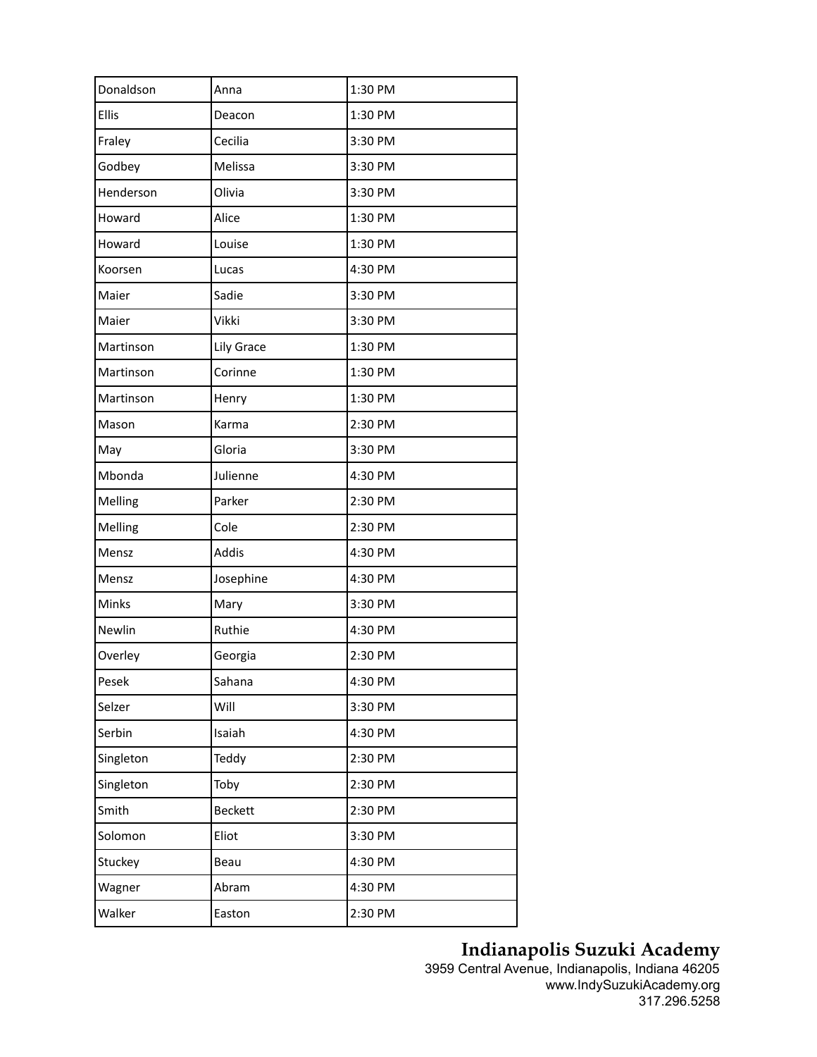| | | |
|---|---|---|
| Donaldson | Anna | 1:30 PM |
| Ellis | Deacon | 1:30 PM |
| Fraley | Cecilia | 3:30 PM |
| Godbey | Melissa | 3:30 PM |
| Henderson | Olivia | 3:30 PM |
| Howard | Alice | 1:30 PM |
| Howard | Louise | 1:30 PM |
| Koorsen | Lucas | 4:30 PM |
| Maier | Sadie | 3:30 PM |
| Maier | Vikki | 3:30 PM |
| Martinson | Lily Grace | 1:30 PM |
| Martinson | Corinne | 1:30 PM |
| Martinson | Henry | 1:30 PM |
| Mason | Karma | 2:30 PM |
| May | Gloria | 3:30 PM |
| Mbonda | Julienne | 4:30 PM |
| Melling | Parker | 2:30 PM |
| Melling | Cole | 2:30 PM |
| Mensz | Addis | 4:30 PM |
| Mensz | Josephine | 4:30 PM |
| Minks | Mary | 3:30 PM |
| Newlin | Ruthie | 4:30 PM |
| Overley | Georgia | 2:30 PM |
| Pesek | Sahana | 4:30 PM |
| Selzer | Will | 3:30 PM |
| Serbin | Isaiah | 4:30 PM |
| Singleton | Teddy | 2:30 PM |
| Singleton | Toby | 2:30 PM |
| Smith | Beckett | 2:30 PM |
| Solomon | Eliot | 3:30 PM |
| Stuckey | Beau | 4:30 PM |
| Wagner | Abram | 4:30 PM |
| Walker | Easton | 2:30 PM |

**Indianapolis Suzuki Academy**
3959 Central Avenue, Indianapolis, Indiana 46205
www.IndySuzukiAcademy.org
317.296.5258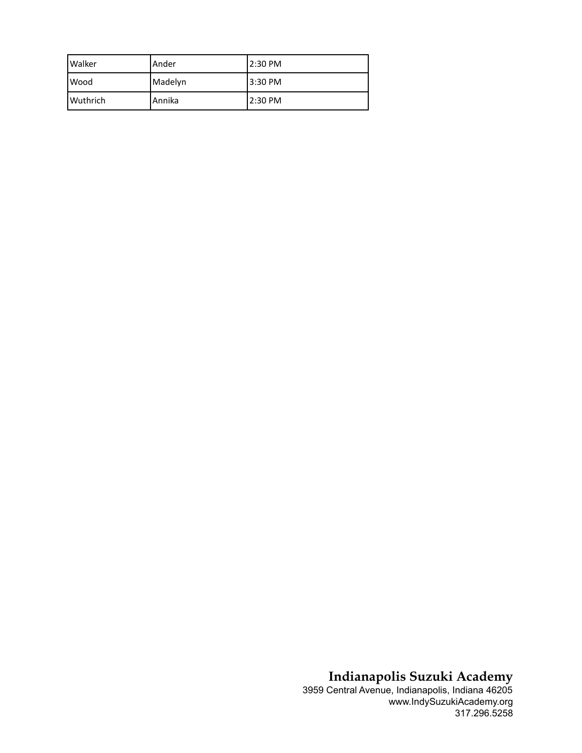| | | |
|---|---|---|
| Walker | Ander | 2:30 PM |
| Wood | Madelyn | 3:30 PM |
| Wuthrich | Annika | 2:30 PM |